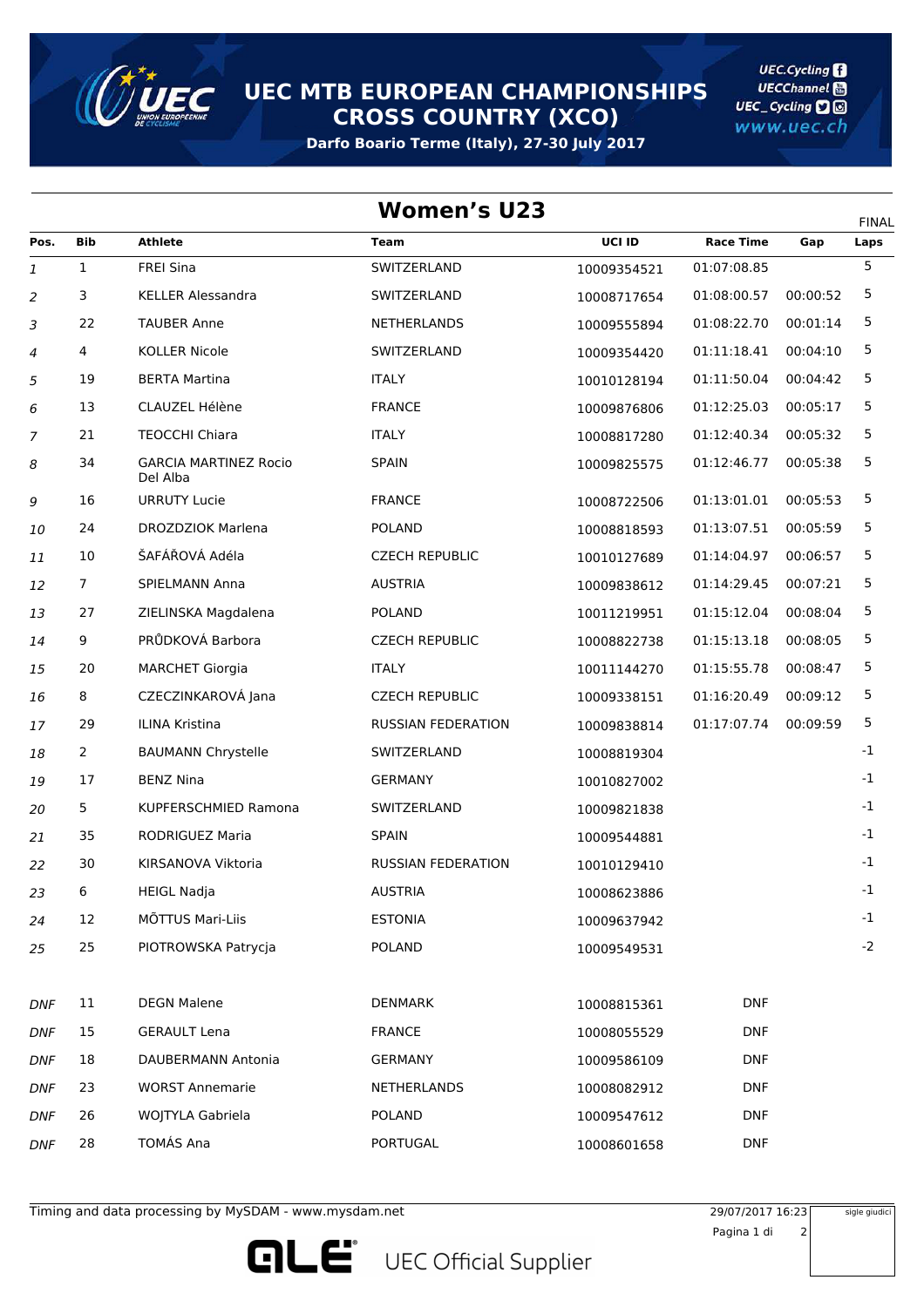# UEC MTB EUROPEAN CHAMPIONSHIPS CROSS COUNTRY (XCO)

**Darfo Boario Terme (Italy), 27-30 July 2017**

UEC.Cycling
UECChannel
UEC_Cycling
www.uec.ch

## Women's U23

FINAL

| Pos. | Bib | Athlete | Team | UCI ID | Race Time | Gap | Laps |
|---|---|---|---|---|---|---|---|
| 1 | 1 | FREI Sina | SWITZERLAND | 10009354521 | 01:07:08.85 | | 5 |
| 2 | 3 | KELLER Alessandra | SWITZERLAND | 10008717654 | 01:08:00.57 | 00:00:52 | 5 |
| 3 | 22 | TAUBER Anne | NETHERLANDS | 10009555894 | 01:08:22.70 | 00:01:14 | 5 |
| 4 | 4 | KOLLER Nicole | SWITZERLAND | 10009354420 | 01:11:18.41 | 00:04:10 | 5 |
| 5 | 19 | BERTA Martina | ITALY | 10010128194 | 01:11:50.04 | 00:04:42 | 5 |
| 6 | 13 | CLAUZEL Hélène | FRANCE | 10009876806 | 01:12:25.03 | 00:05:17 | 5 |
| 7 | 21 | TEOCCHI Chiara | ITALY | 10008817280 | 01:12:40.34 | 00:05:32 | 5 |
| 8 | 34 | GARCIA MARTINEZ Rocio Del Alba | SPAIN | 10009825575 | 01:12:46.77 | 00:05:38 | 5 |
| 9 | 16 | URRUTY Lucie | FRANCE | 10008722506 | 01:13:01.01 | 00:05:53 | 5 |
| 10 | 24 | DROZDZIOK Marlena | POLAND | 10008818593 | 01:13:07.51 | 00:05:59 | 5 |
| 11 | 10 | ŠAFÁŘOVÁ Adéla | CZECH REPUBLIC | 10010127689 | 01:14:04.97 | 00:06:57 | 5 |
| 12 | 7 | SPIELMANN Anna | AUSTRIA | 10009838612 | 01:14:29.45 | 00:07:21 | 5 |
| 13 | 27 | ZIELINSKA Magdalena | POLAND | 10011219951 | 01:15:12.04 | 00:08:04 | 5 |
| 14 | 9 | PRŮDKOVÁ Barbora | CZECH REPUBLIC | 10008822738 | 01:15:13.18 | 00:08:05 | 5 |
| 15 | 20 | MARCHET Giorgia | ITALY | 10011144270 | 01:15:55.78 | 00:08:47 | 5 |
| 16 | 8 | CZECZINKAROVÁ Jana | CZECH REPUBLIC | 10009338151 | 01:16:20.49 | 00:09:12 | 5 |
| 17 | 29 | ILINA Kristina | RUSSIAN FEDERATION | 10009838814 | 01:17:07.74 | 00:09:59 | 5 |
| 18 | 2 | BAUMANN Chrystelle | SWITZERLAND | 10008819304 | | | -1 |
| 19 | 17 | BENZ Nina | GERMANY | 10010827002 | | | -1 |
| 20 | 5 | KUPFERSCHMIED Ramona | SWITZERLAND | 10009821838 | | | -1 |
| 21 | 35 | RODRIGUEZ Maria | SPAIN | 10009544881 | | | -1 |
| 22 | 30 | KIRSANOVA Viktoria | RUSSIAN FEDERATION | 10010129410 | | | -1 |
| 23 | 6 | HEIGL Nadja | AUSTRIA | 10008623886 | | | -1 |
| 24 | 12 | MÕTTUS Mari-Liis | ESTONIA | 10009637942 | | | -1 |
| 25 | 25 | PIOTROWSKA Patrycja | POLAND | 10009549531 | | | -2 |
| DNF | 11 | DEGN Malene | DENMARK | 10008815361 | DNF | | |
| DNF | 15 | GERAULT Lena | FRANCE | 10008055529 | DNF | | |
| DNF | 18 | DAUBERMANN Antonia | GERMANY | 10009586109 | DNF | | |
| DNF | 23 | WORST Annemarie | NETHERLANDS | 10008082912 | DNF | | |
| DNF | 26 | WOJTYLA Gabriela | POLAND | 10009547612 | DNF | | |
| DNF | 28 | TOMÁS Ana | PORTUGAL | 10008601658 | DNF | | |

Timing and data processing by MySDAM - www.mysdam.net

29/07/2017 16:23

sigle giudici

UEC Official Supplier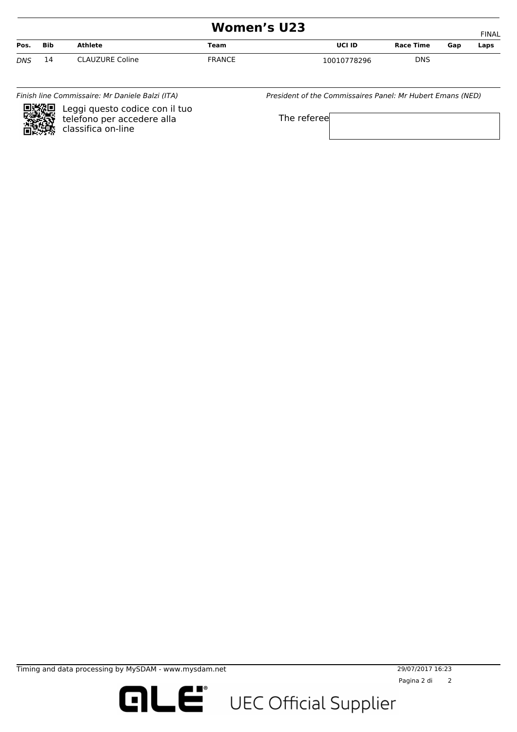# Women's U23

FINAL

| Pos. | Bib | Athlete | Team | UCI ID | Race Time | Gap | Laps |
|---|---|---|---|---|---|---|---|
| *DNS* | 14 | CLAUZURE Coline | FRANCE | 10010778296 | DNS | | |

*Finish line Commissaire: Mr Daniele Balzi (ITA)*

*President of the Commissaires Panel: Mr Hubert Emans (NED)*

Leggi questo codice con il tuo telefono per accedere alla classifica on-line

The referee

Timing and data processing by MySDAM - www.mysdam.net

29/07/2017 16:23

UEC Official Supplier